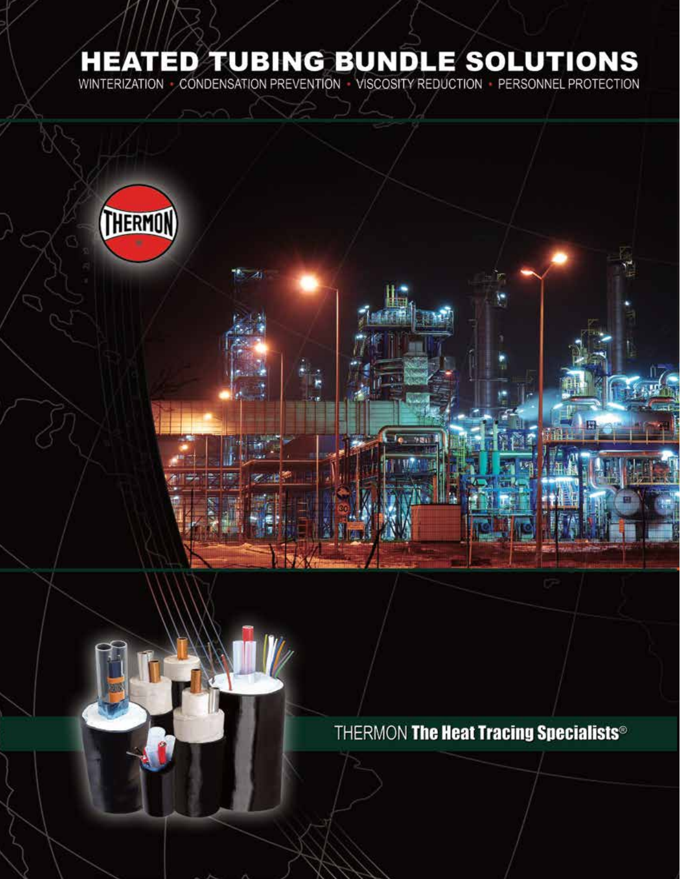# HEATED TUBING BUNDLE SOLUTIONS

WINTERIZATION • CONDENSATION PREVENTION • VISCOSITY REDUCTION • PERSONNEL PROTECTION

THERMON **The Heat Tracing Specialists**®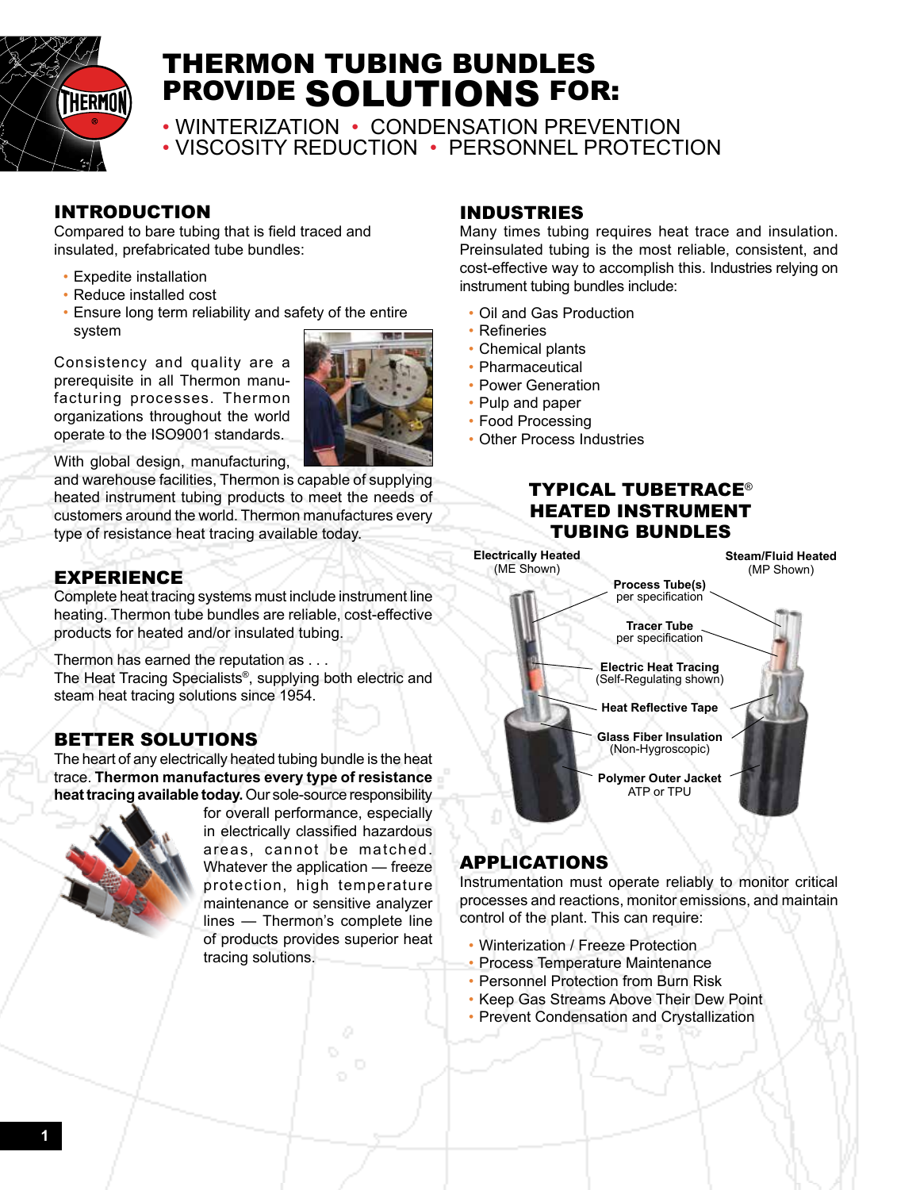# THERMON TUBING BUNDLES PROVIDE SOLUTIONS FOR:

• WINTERIZATION • CONDENSATION PREVENTION
• VISCOSITY REDUCTION • PERSONNEL PROTECTION

## INTRODUCTION

Compared to bare tubing that is field traced and insulated, prefabricated tube bundles:

- Expedite installation
- Reduce installed cost
- Ensure long term reliability and safety of the entire system

Consistency and quality are a prerequisite in all Thermon manufacturing processes. Thermon organizations throughout the world operate to the ISO9001 standards.

With global design, manufacturing, and warehouse facilities, Thermon is capable of supplying heated instrument tubing products to meet the needs of customers around the world. Thermon manufactures every type of resistance heat tracing available today.

## EXPERIENCE

Complete heat tracing systems must include instrument line heating. Thermon tube bundles are reliable, cost-effective products for heated and/or insulated tubing.

Thermon has earned the reputation as . . .
The Heat Tracing Specialists®, supplying both electric and steam heat tracing solutions since 1954.

## BETTER SOLUTIONS

The heart of any electrically heated tubing bundle is the heat trace. **Thermon manufactures every type of resistance heat tracing available today.** Our sole-source responsibility for overall performance, especially in electrically classified hazardous areas, cannot be matched. Whatever the application — freeze protection, high temperature maintenance or sensitive analyzer lines — Thermon's complete line of products provides superior heat tracing solutions.

## INDUSTRIES

Many times tubing requires heat trace and insulation. Preinsulated tubing is the most reliable, consistent, and cost-effective way to accomplish this. Industries relying on instrument tubing bundles include:

- Oil and Gas Production
- Refineries
- Chemical plants
- Pharmaceutical
- Power Generation
- Pulp and paper
- Food Processing
- Other Process Industries

## TYPICAL TUBETRACE® HEATED INSTRUMENT TUBING BUNDLES

**Electrically Heated** (ME Shown)

**Steam/Fluid Heated** (MP Shown)

**Process Tube(s)** per specification

**Tracer Tube** per specification

**Electric Heat Tracing** (Self-Regulating shown)

**Heat Reflective Tape**

**Glass Fiber Insulation** (Non-Hygroscopic)

**Polymer Outer Jacket** ATP or TPU

## APPLICATIONS

Instrumentation must operate reliably to monitor critical processes and reactions, monitor emissions, and maintain control of the plant. This can require:

- Winterization / Freeze Protection
- Process Temperature Maintenance
- Personnel Protection from Burn Risk
- Keep Gas Streams Above Their Dew Point
- Prevent Condensation and Crystallization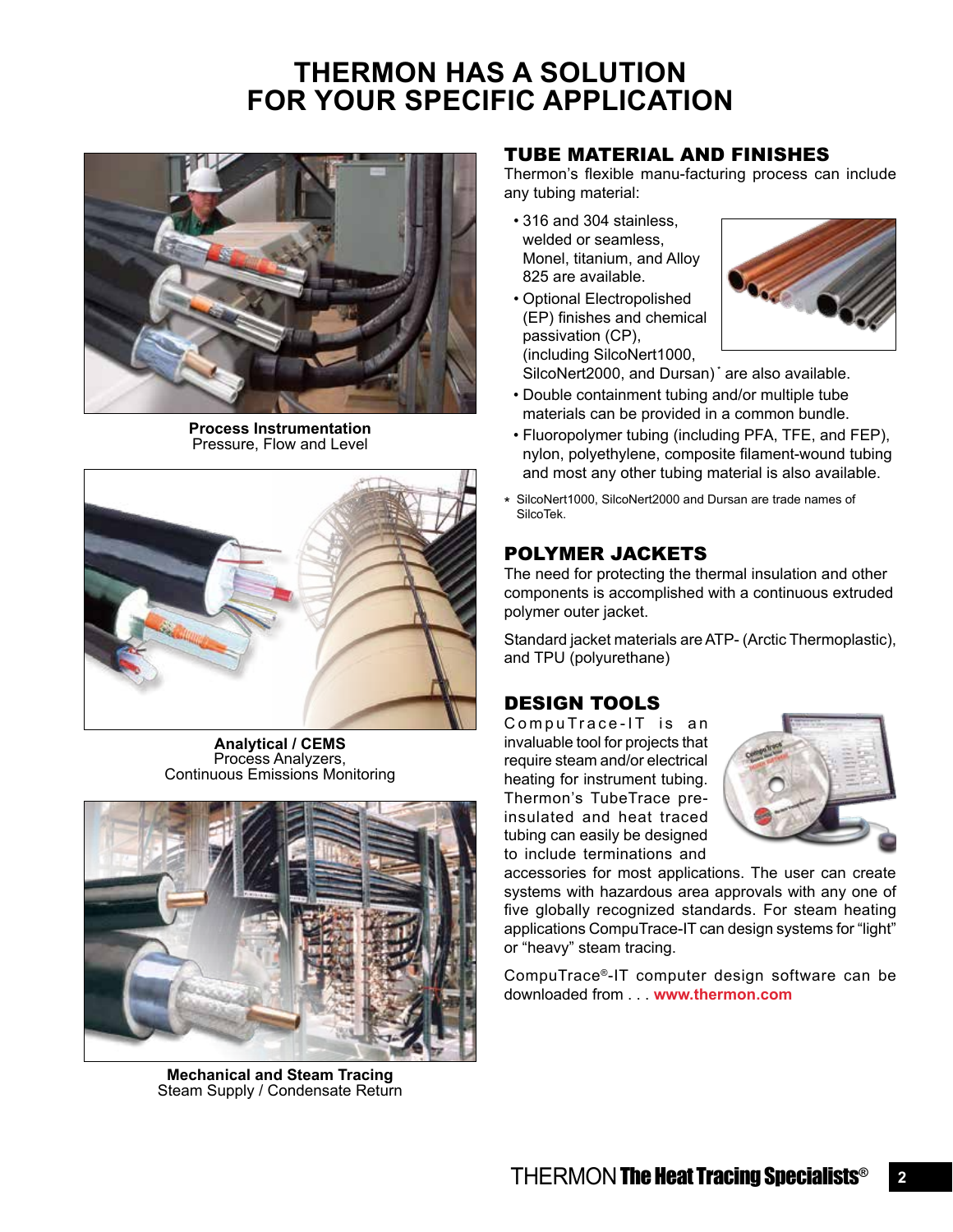# THERMON HAS A SOLUTION FOR YOUR SPECIFIC APPLICATION

**Process Instrumentation**
Pressure, Flow and Level

**Analytical / CEMS**
Process Analyzers,
Continuous Emissions Monitoring

**Mechanical and Steam Tracing**
Steam Supply / Condensate Return

## TUBE MATERIAL AND FINISHES

Thermon's flexible manu-facturing process can include any tubing material:

- 316 and 304 stainless, welded or seamless, Monel, titanium, and Alloy 825 are available.
- Optional Electropolished (EP) finishes and chemical passivation (CP), (including SilcoNert1000, SilcoNert2000, and Dursan)* are also available.
- Double containment tubing and/or multiple tube materials can be provided in a common bundle.
- Fluoropolymer tubing (including PFA, TFE, and FEP), nylon, polyethylene, composite filament-wound tubing and most any other tubing material is also available.

\* SilcoNert1000, SilcoNert2000 and Dursan are trade names of SilcoTek.

## POLYMER JACKETS

The need for protecting the thermal insulation and other components is accomplished with a continuous extruded polymer outer jacket.

Standard jacket materials are ATP- (Arctic Thermoplastic), and TPU (polyurethane)

## DESIGN TOOLS

CompuTrace-IT is an invaluable tool for projects that require steam and/or electrical heating for instrument tubing. Thermon's TubeTrace pre-insulated and heat traced tubing can easily be designed to include terminations and accessories for most applications. The user can create systems with hazardous area approvals with any one of five globally recognized standards. For steam heating applications CompuTrace-IT can design systems for "light" or "heavy" steam tracing.

CompuTrace®-IT computer design software can be downloaded from . . . **www.thermon.com**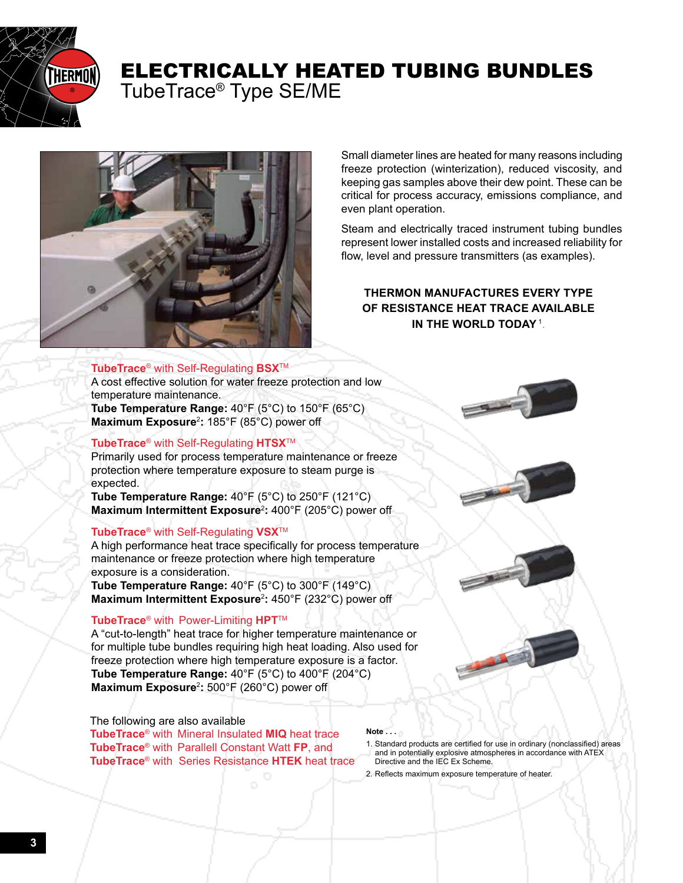# ELECTRICALLY HEATED TUBING BUNDLES

## TubeTrace® Type SE/ME

Small diameter lines are heated for many reasons including freeze protection (winterization), reduced viscosity, and keeping gas samples above their dew point. These can be critical for process accuracy, emissions compliance, and even plant operation.

Steam and electrically traced instrument tubing bundles represent lower installed costs and increased reliability for flow, level and pressure transmitters (as examples).

**THERMON MANUFACTURES EVERY TYPE OF RESISTANCE HEAT TRACE AVAILABLE IN THE WORLD TODAY** [1].

### TubeTrace® with Self-Regulating BSX™

A cost effective solution for water freeze protection and low temperature maintenance.

**Tube Temperature Range:** 40°F (5°C) to 150°F (65°C)
**Maximum Exposure[2]:** 185°F (85°C) power off

### TubeTrace® with Self-Regulating HTSX™

Primarily used for process temperature maintenance or freeze protection where temperature exposure to steam purge is expected.

**Tube Temperature Range:** 40°F (5°C) to 250°F (121°C)
**Maximum Intermittent Exposure[2]:** 400°F (205°C) power off

### TubeTrace® with Self-Regulating VSX™

A high performance heat trace specifically for process temperature maintenance or freeze protection where high temperature exposure is a consideration.

**Tube Temperature Range:** 40°F (5°C) to 300°F (149°C)
**Maximum Intermittent Exposure[2]:** 450°F (232°C) power off

### TubeTrace® with Power-Limiting HPT™

A "cut-to-length" heat trace for higher temperature maintenance or for multiple tube bundles requiring high heat loading. Also used for freeze protection where high temperature exposure is a factor.

**Tube Temperature Range:** 40°F (5°C) to 400°F (204°C)
**Maximum Exposure[2]:** 500°F (260°C) power off

The following are also available

- TubeTrace® with Mineral Insulated **MIQ** heat trace
- TubeTrace® with Parallell Constant Watt **FP**, and
- TubeTrace® with Series Resistance **HTEK** heat trace

**Note . . .**

1. Standard products are certified for use in ordinary (nonclassified) areas and in potentially explosive atmospheres in accordance with ATEX Directive and the IEC Ex Scheme.
2. Reflects maximum exposure temperature of heater.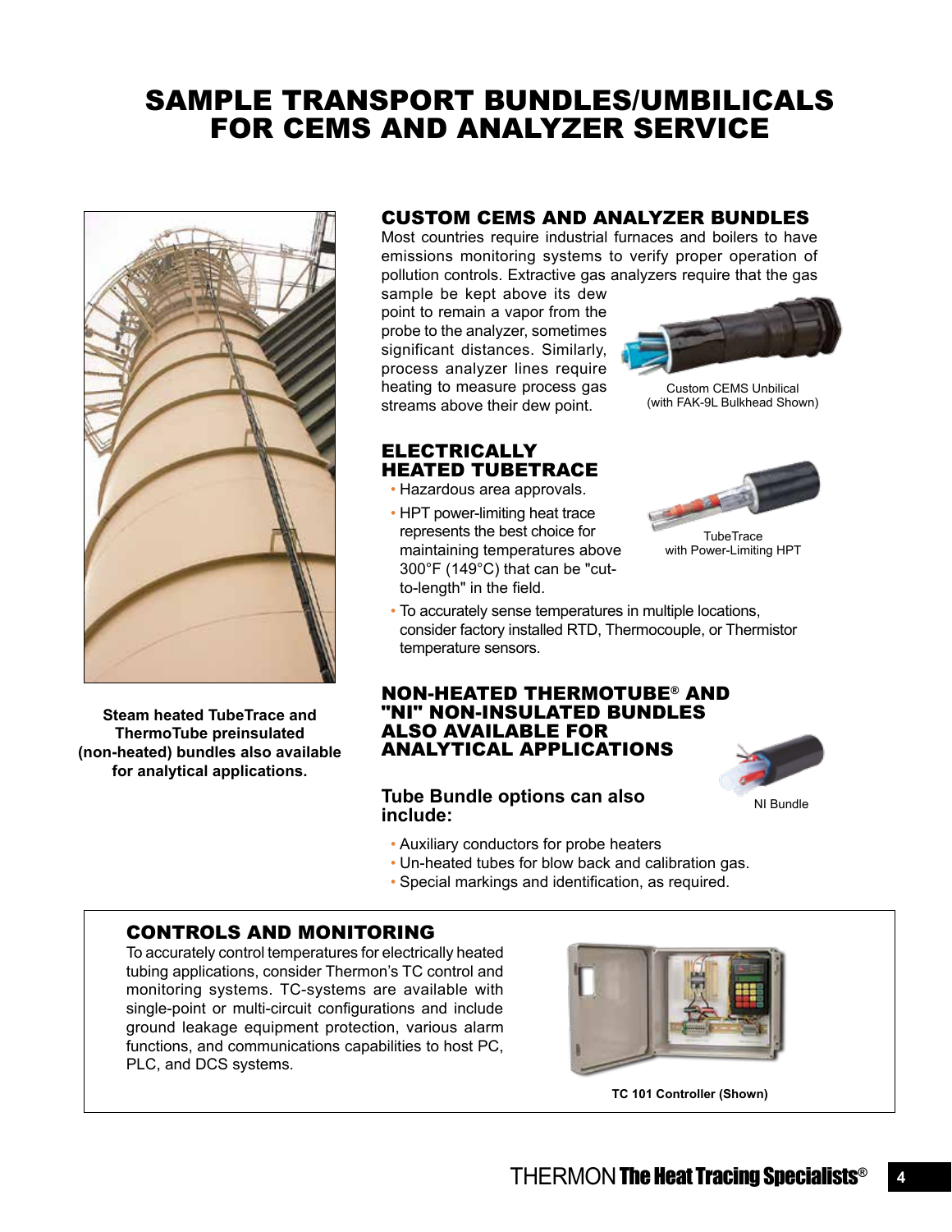# SAMPLE TRANSPORT BUNDLES/UMBILICALS FOR CEMS AND ANALYZER SERVICE

**Steam heated TubeTrace and ThermoTube preinsulated (non-heated) bundles also available for analytical applications.**

## CUSTOM CEMS AND ANALYZER BUNDLES

Most countries require industrial furnaces and boilers to have emissions monitoring systems to verify proper operation of pollution controls. Extractive gas analyzers require that the gas sample be kept above its dew point to remain a vapor from the probe to the analyzer, sometimes significant distances. Similarly, process analyzer lines require heating to measure process gas streams above their dew point.

Custom CEMS Unbilical (with FAK-9L Bulkhead Shown)

## ELECTRICALLY HEATED TUBETRACE

- Hazardous area approvals.
- HPT power-limiting heat trace represents the best choice for maintaining temperatures above 300°F (149°C) that can be "cut-to-length" in the field.
- To accurately sense temperatures in multiple locations, consider factory installed RTD, Thermocouple, or Thermistor temperature sensors.

TubeTrace with Power-Limiting HPT

## NON-HEATED THERMOTUBE® AND "NI" NON-INSULATED BUNDLES ALSO AVAILABLE FOR ANALYTICAL APPLICATIONS

NI Bundle

### Tube Bundle options can also include:

- Auxiliary conductors for probe heaters
- Un-heated tubes for blow back and calibration gas.
- Special markings and identification, as required.

## CONTROLS AND MONITORING

To accurately control temperatures for electrically heated tubing applications, consider Thermon's TC control and monitoring systems. TC-systems are available with single-point or multi-circuit configurations and include ground leakage equipment protection, various alarm functions, and communications capabilities to host PC, PLC, and DCS systems.

**TC 101 Controller (Shown)**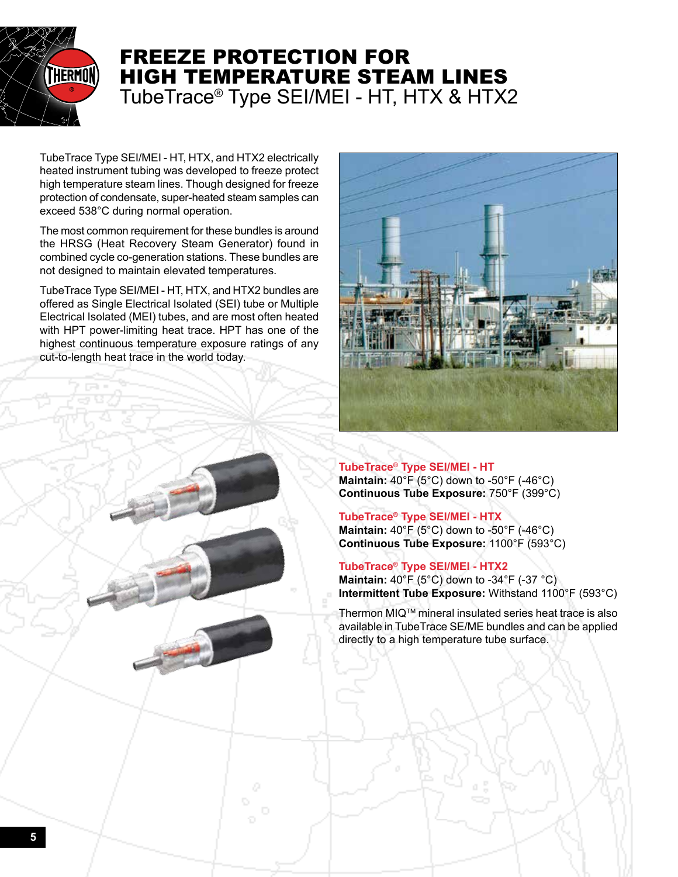# FREEZE PROTECTION FOR HIGH TEMPERATURE STEAM LINES

## TubeTrace® Type SEI/MEI - HT, HTX & HTX2

TubeTrace Type SEI/MEI - HT, HTX, and HTX2 electrically heated instrument tubing was developed to freeze protect high temperature steam lines. Though designed for freeze protection of condensate, super-heated steam samples can exceed 538°C during normal operation.

The most common requirement for these bundles is around the HRSG (Heat Recovery Steam Generator) found in combined cycle co-generation stations. These bundles are not designed to maintain elevated temperatures.

TubeTrace Type SEI/MEI - HT, HTX, and HTX2 bundles are offered as Single Electrical Isolated (SEI) tube or Multiple Electrical Isolated (MEI) tubes, and are most often heated with HPT power-limiting heat trace. HPT has one of the highest continuous temperature exposure ratings of any cut-to-length heat trace in the world today.

### TubeTrace® Type SEI/MEI - HT

**Maintain:** 40°F (5°C) down to -50°F (-46°C)
**Continuous Tube Exposure:** 750°F (399°C)

### TubeTrace® Type SEI/MEI - HTX

**Maintain:** 40°F (5°C) down to -50°F (-46°C)
**Continuous Tube Exposure:** 1100°F (593°C)

### TubeTrace® Type SEI/MEI - HTX2

**Maintain:** 40°F (5°C) down to -34°F (-37 °C)
**Intermittent Tube Exposure:** Withstand 1100°F (593°C)

Thermon MIQ™ mineral insulated series heat trace is also available in TubeTrace SE/ME bundles and can be applied directly to a high temperature tube surface.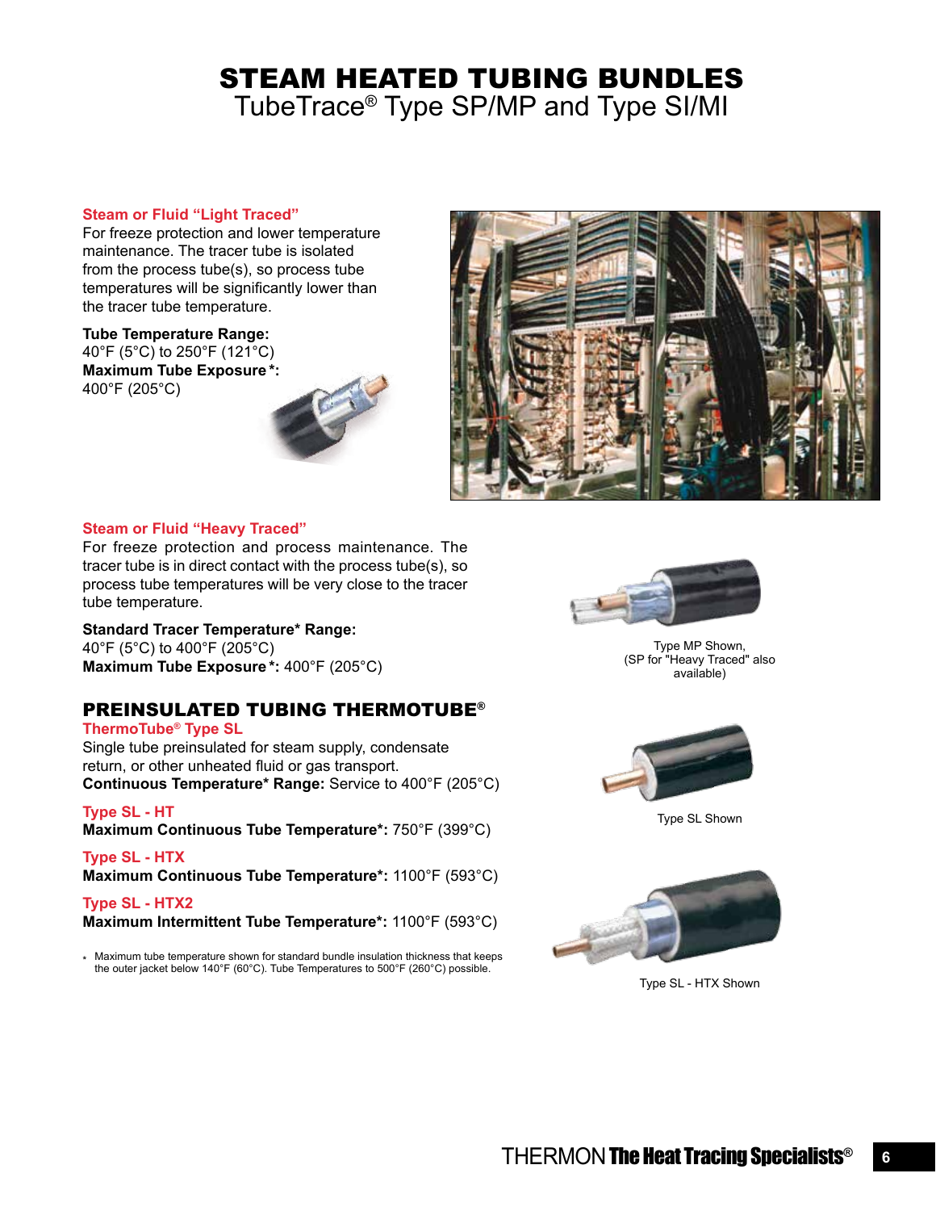# STEAM HEATED TUBING BUNDLES

## TubeTrace® Type SP/MP and Type SI/MI

### Steam or Fluid "Light Traced"

For freeze protection and lower temperature maintenance. The tracer tube is isolated from the process tube(s), so process tube temperatures will be significantly lower than the tracer tube temperature.

**Tube Temperature Range:**
40°F (5°C) to 250°F (121°C)
**Maximum Tube Exposure*:**
400°F (205°C)

### Steam or Fluid "Heavy Traced"

For freeze protection and process maintenance. The tracer tube is in direct contact with the process tube(s), so process tube temperatures will be very close to the tracer tube temperature.

**Standard Tracer Temperature* Range:**
40°F (5°C) to 400°F (205°C)
**Maximum Tube Exposure*:** 400°F (205°C)

Type MP Shown,
(SP for "Heavy Traced" also available)

## PREINSULATED TUBING THERMOTUBE®

### ThermoTube® Type SL

Single tube preinsulated for steam supply, condensate return, or other unheated fluid or gas transport.
**Continuous Temperature* Range:** Service to 400°F (205°C)

Type SL Shown

### Type SL - HT

**Maximum Continuous Tube Temperature*:** 750°F (399°C)

### Type SL - HTX

**Maximum Continuous Tube Temperature*:** 1100°F (593°C)

### Type SL - HTX2

**Maximum Intermittent Tube Temperature*:** 1100°F (593°C)

Type SL - HTX Shown

* Maximum tube temperature shown for standard bundle insulation thickness that keeps the outer jacket below 140°F (60°C). Tube Temperatures to 500°F (260°C) possible.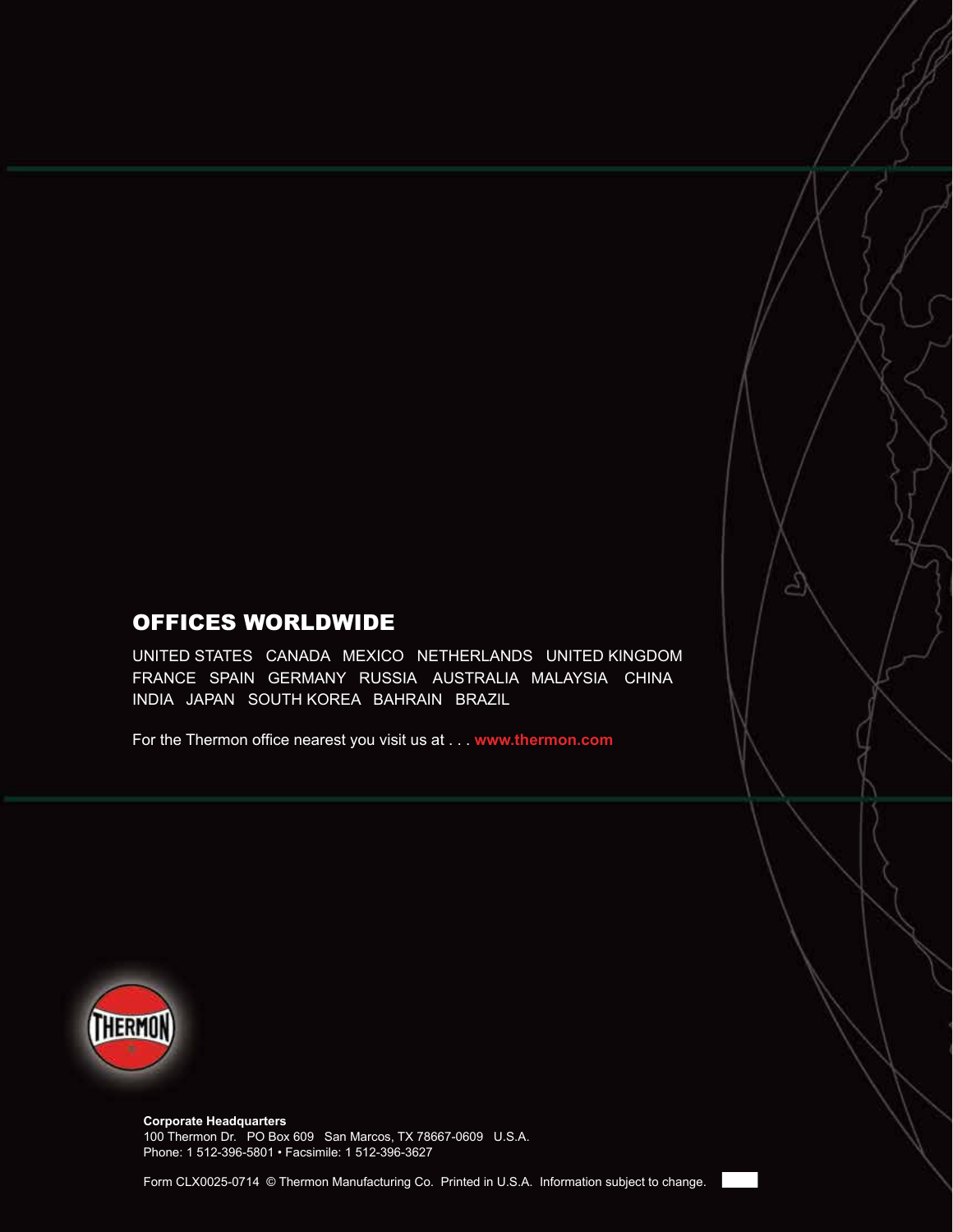## OFFICES WORLDWIDE

UNITED STATES   CANADA   MEXICO   NETHERLANDS   UNITED KINGDOM
FRANCE   SPAIN   GERMANY   RUSSIA   AUSTRALIA   MALAYSIA   CHINA
INDIA   JAPAN   SOUTH KOREA   BAHRAIN   BRAZIL

For the Thermon office nearest you visit us at . . . **www.thermon.com**

THERMON

**Corporate Headquarters**
100 Thermon Dr.   PO Box 609   San Marcos, TX 78667-0609   U.S.A.
Phone: 1 512-396-5801 • Facsimile: 1 512-396-3627

Form CLX0025-0714 © Thermon Manufacturing Co. Printed in U.S.A. Information subject to change.